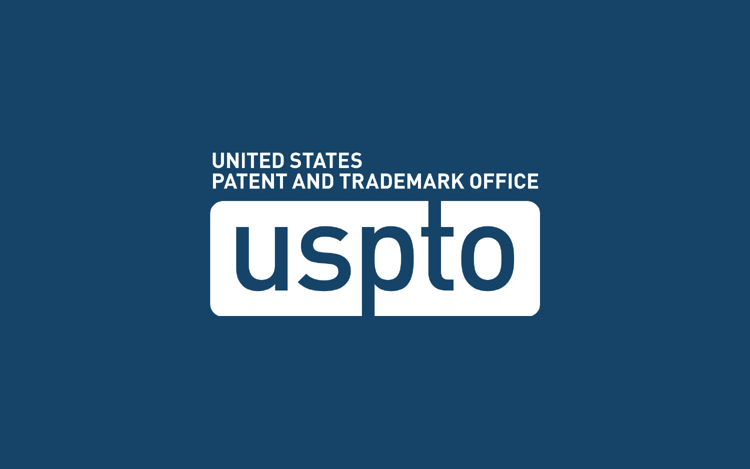UNITED STATES
PATENT AND TRADEMARK OFFICE

uspto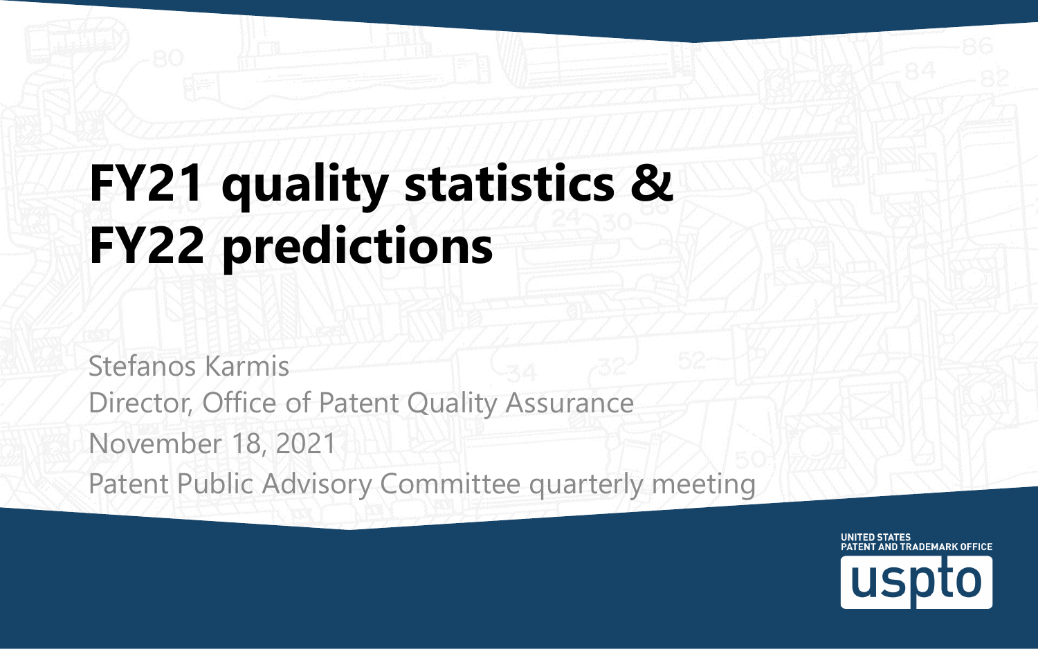# FY21 quality statistics & FY22 predictions

Stefanos Karmis
Director, Office of Patent Quality Assurance
November 18, 2021
Patent Public Advisory Committee quarterly meeting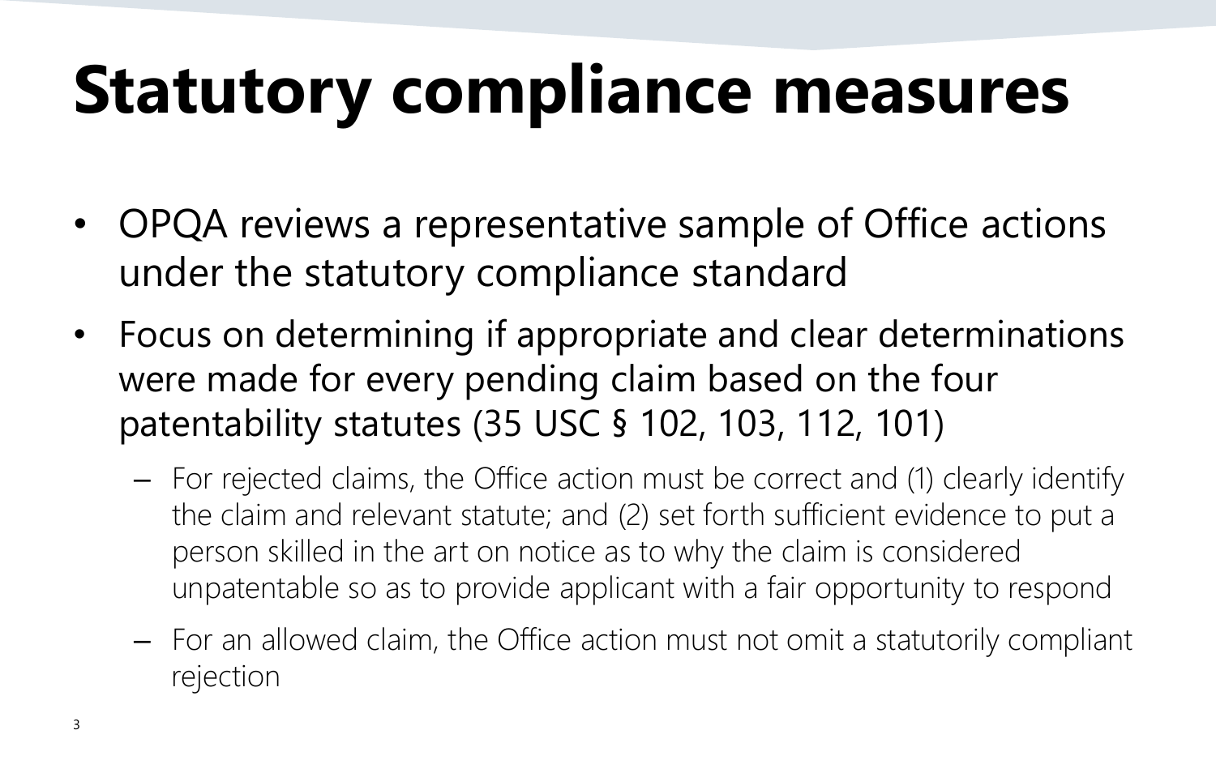# Statutory compliance measures

- OPQA reviews a representative sample of Office actions under the statutory compliance standard
- Focus on determining if appropriate and clear determinations were made for every pending claim based on the four patentability statutes (35 USC § 102, 103, 112, 101)
  - For rejected claims, the Office action must be correct and (1) clearly identify the claim and relevant statute; and (2) set forth sufficient evidence to put a person skilled in the art on notice as to why the claim is considered unpatentable so as to provide applicant with a fair opportunity to respond
  - For an allowed claim, the Office action must not omit a statutorily compliant rejection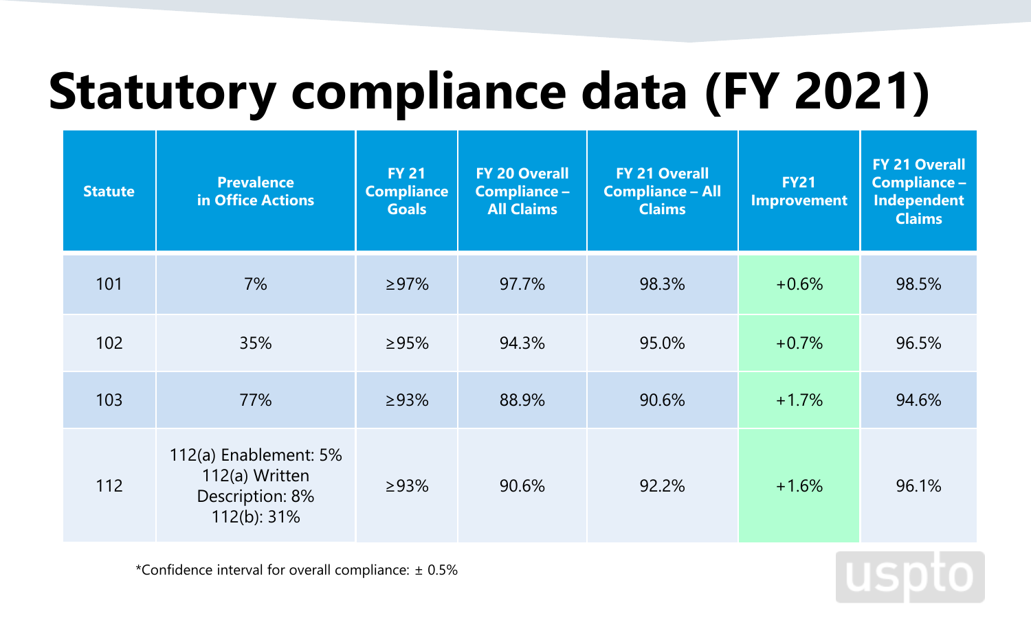# Statutory compliance data (FY 2021)

| Statute | Prevalence in Office Actions | FY 21 Compliance Goals | FY 20 Overall Compliance – All Claims | FY 21 Overall Compliance – All Claims | FY21 Improvement | FY 21 Overall Compliance – Independent Claims |
|---|---|---|---|---|---|---|
| 101 | 7% | ≥97% | 97.7% | 98.3% | +0.6% | 98.5% |
| 102 | 35% | ≥95% | 94.3% | 95.0% | +0.7% | 96.5% |
| 103 | 77% | ≥93% | 88.9% | 90.6% | +1.7% | 94.6% |
| 112 | 112(a) Enablement: 5%<br>112(a) Written Description: 8%<br>112(b): 31% | ≥93% | 90.6% | 92.2% | +1.6% | 96.1% |

*Confidence interval for overall compliance: ± 0.5%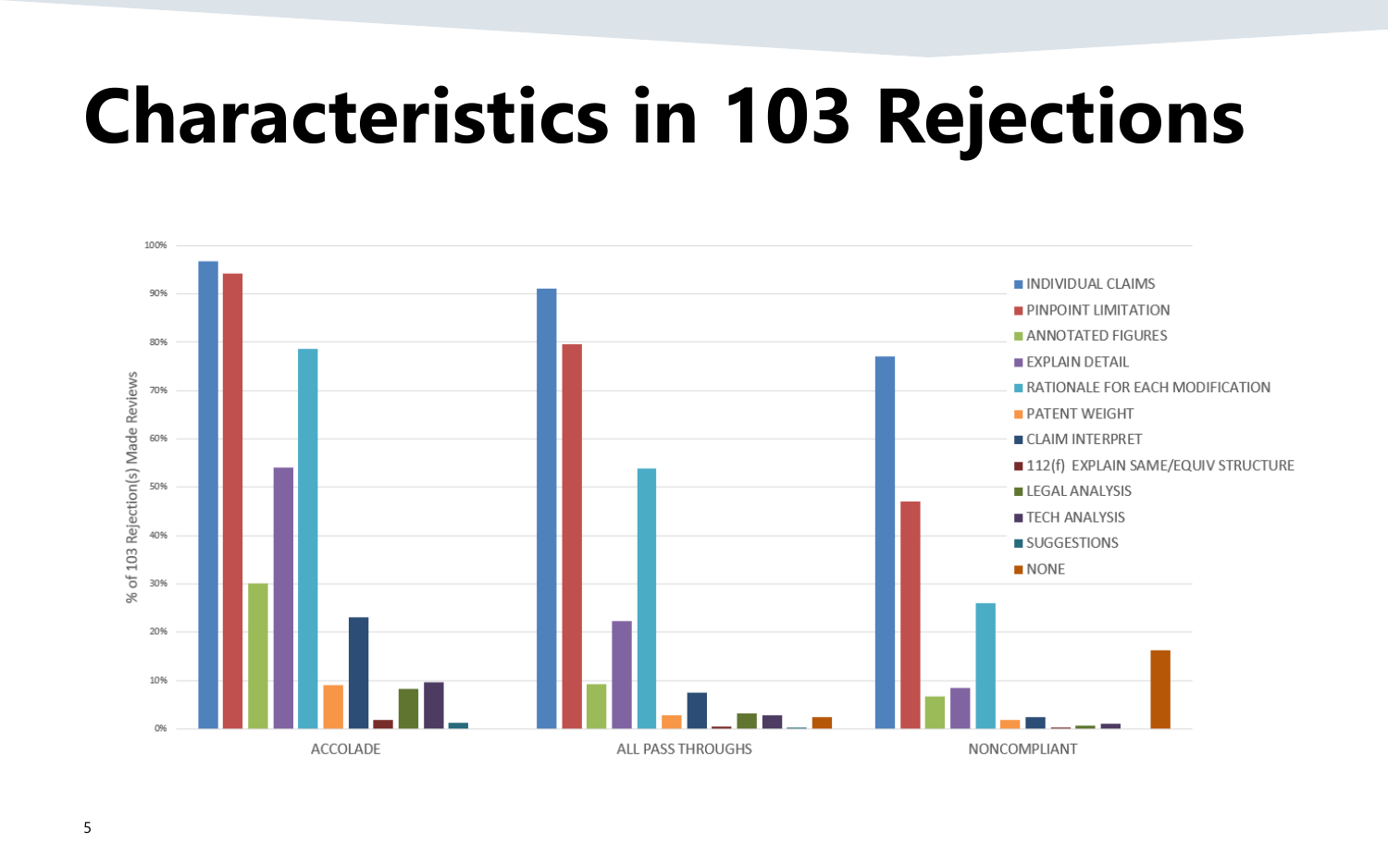# Characteristics in 103 Rejections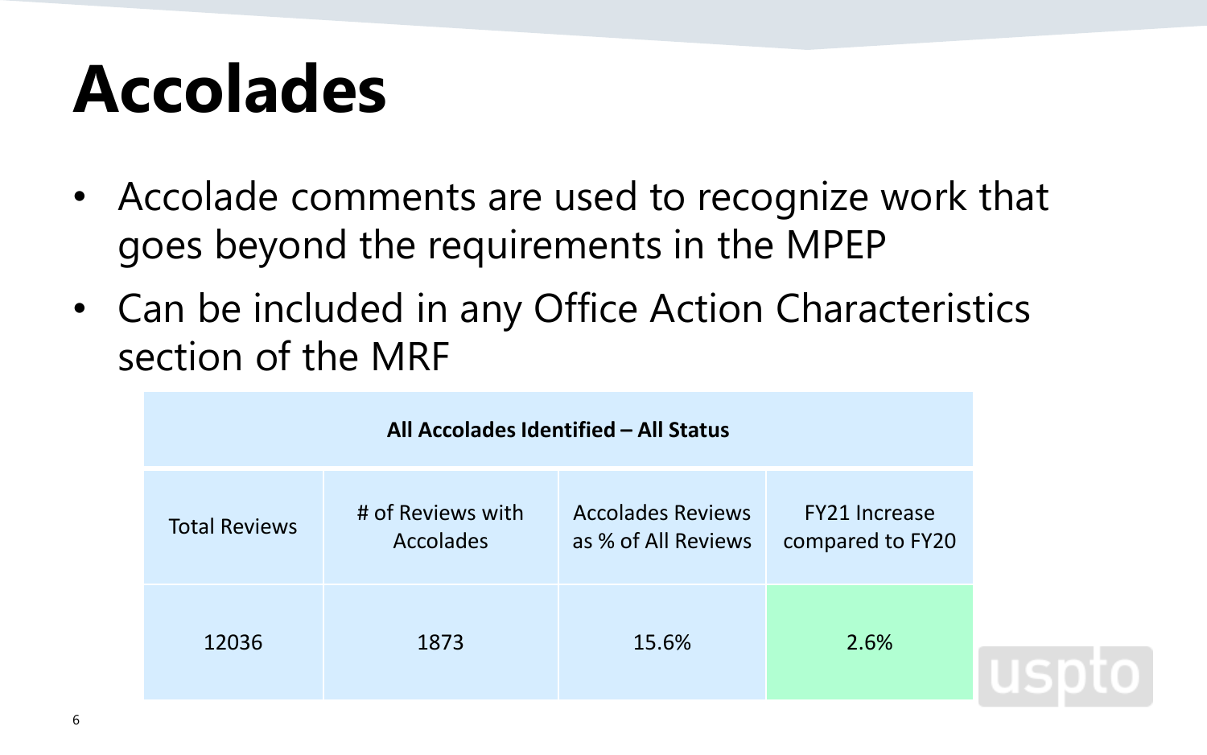# Accolades

- Accolade comments are used to recognize work that goes beyond the requirements in the MPEP
- Can be included in any Office Action Characteristics section of the MRF

| All Accolades Identified – All Status | | | |
|---|---|---|---|
| Total Reviews | # of Reviews with Accolades | Accolades Reviews as % of All Reviews | FY21 Increase compared to FY20 |
| 12036 | 1873 | 15.6% | 2.6% |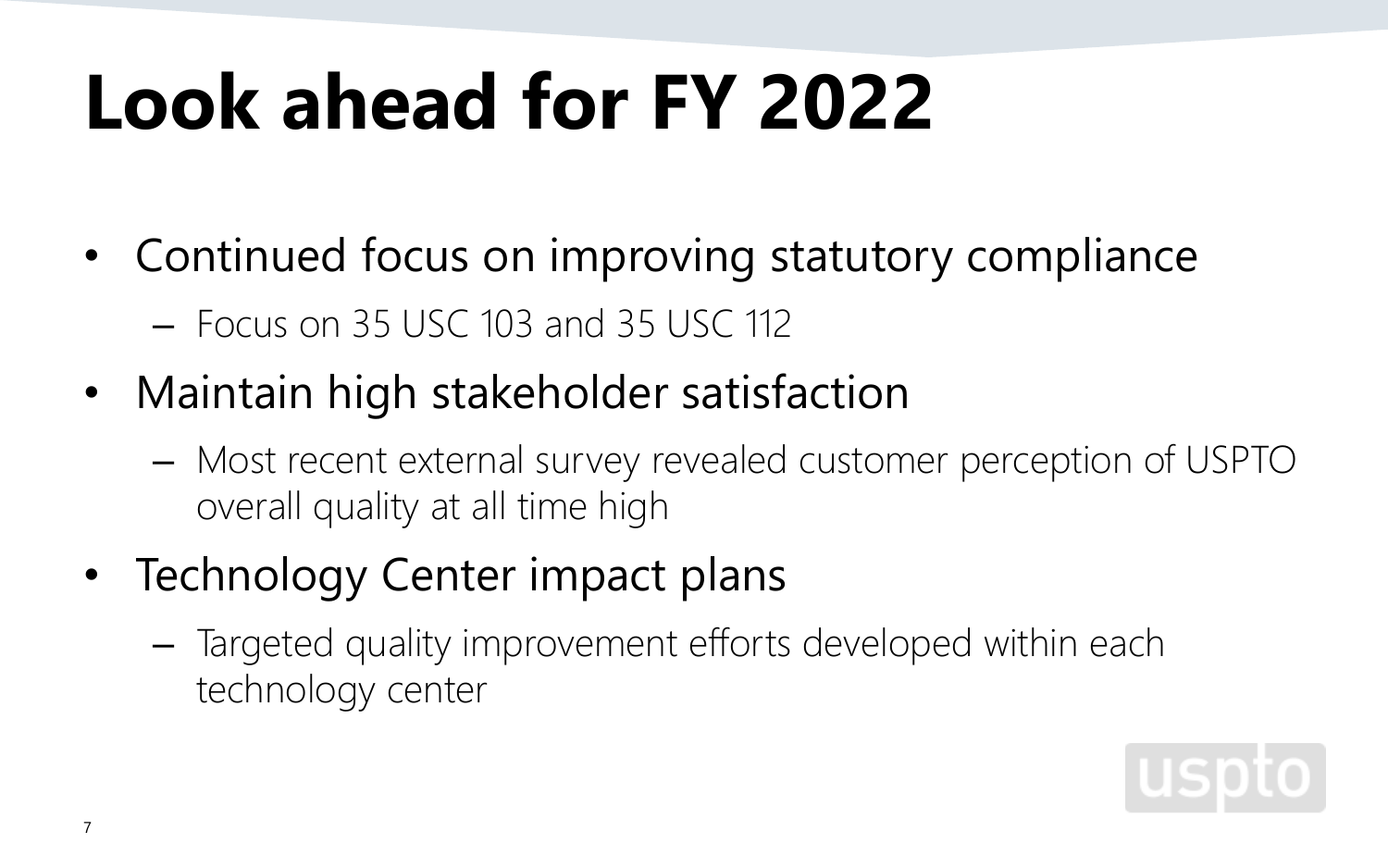# Look ahead for FY 2022

- Continued focus on improving statutory compliance
  - Focus on 35 USC 103 and 35 USC 112
- Maintain high stakeholder satisfaction
  - Most recent external survey revealed customer perception of USPTO overall quality at all time high
- Technology Center impact plans
  - Targeted quality improvement efforts developed within each technology center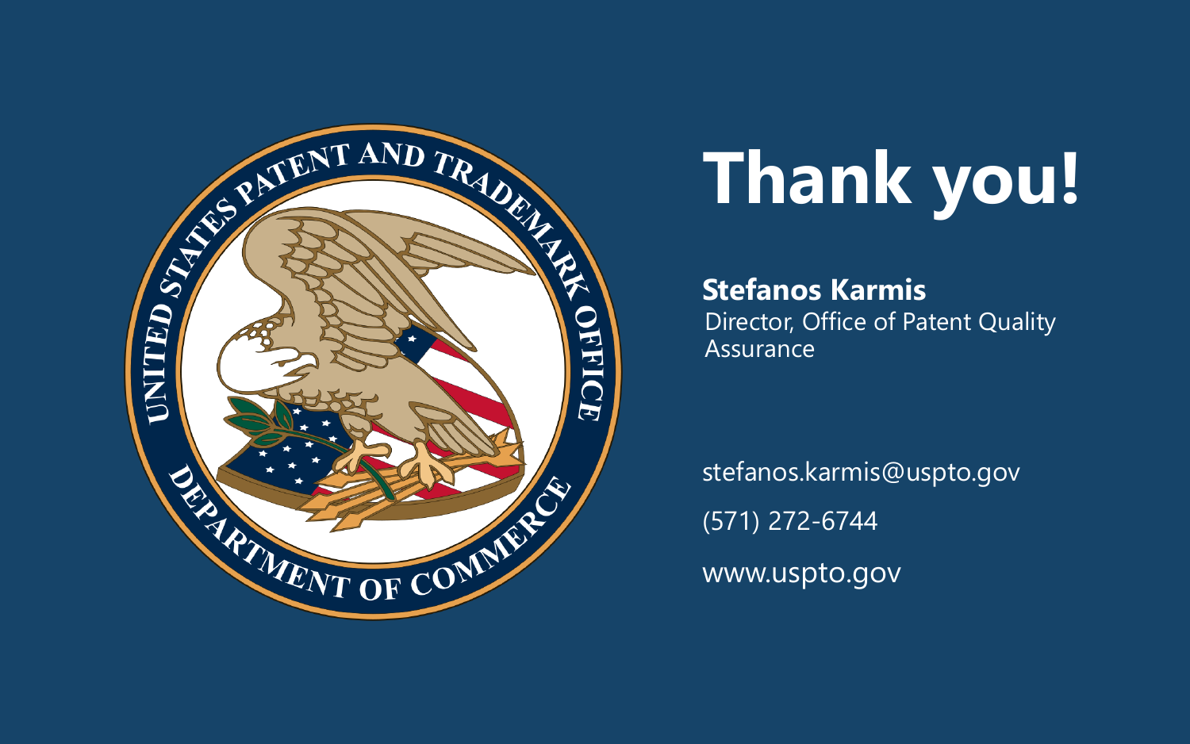# Thank you!

**Stefanos Karmis**
Director, Office of Patent Quality Assurance

stefanos.karmis@uspto.gov

(571) 272-6744

www.uspto.gov